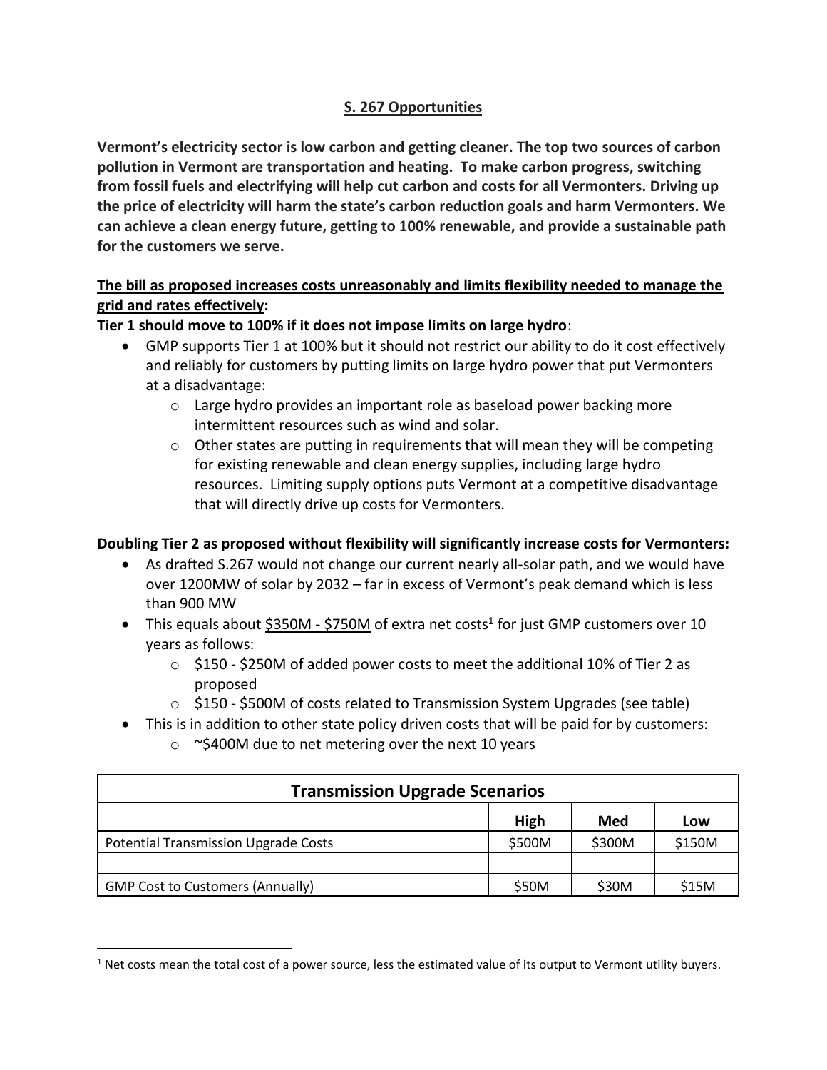# S. 267 Opportunities

**Vermont's electricity sector is low carbon and getting cleaner. The top two sources of carbon pollution in Vermont are transportation and heating. To make carbon progress, switching from fossil fuels and electrifying will help cut carbon and costs for all Vermonters. Driving up the price of electricity will harm the state's carbon reduction goals and harm Vermonters. We can achieve a clean energy future, getting to 100% renewable, and provide a sustainable path for the customers we serve.**

**The bill as proposed increases costs unreasonably and limits flexibility needed to manage the grid and rates effectively:**

**Tier 1 should move to 100% if it does not impose limits on large hydro**:

- GMP supports Tier 1 at 100% but it should not restrict our ability to do it cost effectively and reliably for customers by putting limits on large hydro power that put Vermonters at a disadvantage:
  - Large hydro provides an important role as baseload power backing more intermittent resources such as wind and solar.
  - Other states are putting in requirements that will mean they will be competing for existing renewable and clean energy supplies, including large hydro resources. Limiting supply options puts Vermont at a competitive disadvantage that will directly drive up costs for Vermonters.

**Doubling Tier 2 as proposed without flexibility will significantly increase costs for Vermonters:**

- As drafted S.267 would not change our current nearly all-solar path, and we would have over 1200MW of solar by 2032 – far in excess of Vermont's peak demand which is less than 900 MW
- This equals about $350M - $750M of extra net costs[1] for just GMP customers over 10 years as follows:
  - $150 - $250M of added power costs to meet the additional 10% of Tier 2 as proposed
  - $150 - $500M of costs related to Transmission System Upgrades (see table)
- This is in addition to other state policy driven costs that will be paid for by customers:
  - ~$400M due to net metering over the next 10 years

| Transmission Upgrade Scenarios | | | |
|---|---|---|---|
| | **High** | **Med** | **Low** |
| Potential Transmission Upgrade Costs | $500M | $300M | $150M |
| | | | |
| GMP Cost to Customers (Annually) | $50M | $30M | $15M |

[1] Net costs mean the total cost of a power source, less the estimated value of its output to Vermont utility buyers.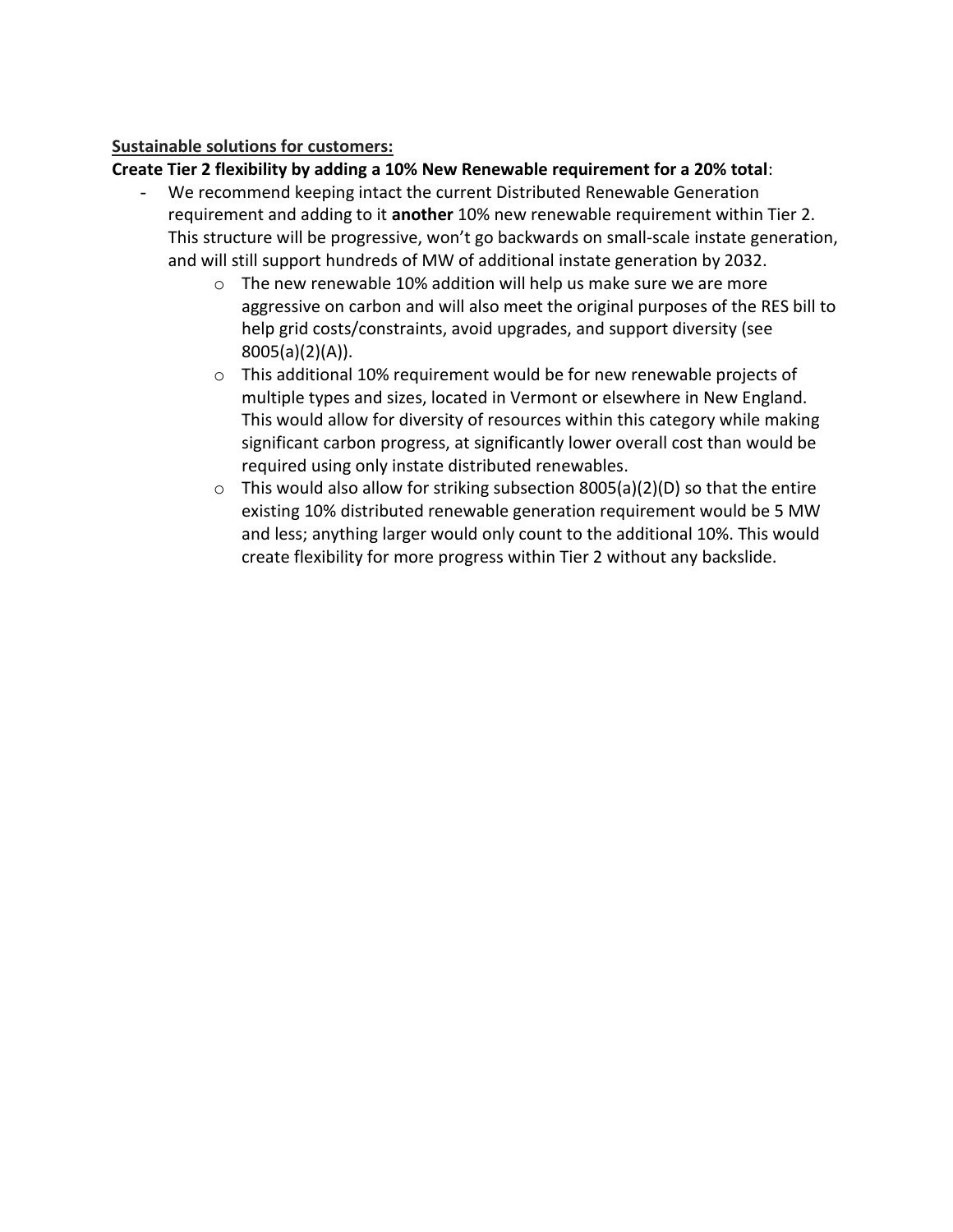<u>**Sustainable solutions for customers:**</u>

**Create Tier 2 flexibility by adding a 10% New Renewable requirement for a 20% total**:

- We recommend keeping intact the current Distributed Renewable Generation requirement and adding to it **another** 10% new renewable requirement within Tier 2. This structure will be progressive, won't go backwards on small-scale instate generation, and will still support hundreds of MW of additional instate generation by 2032.
  - The new renewable 10% addition will help us make sure we are more aggressive on carbon and will also meet the original purposes of the RES bill to help grid costs/constraints, avoid upgrades, and support diversity (see 8005(a)(2)(A)).
  - This additional 10% requirement would be for new renewable projects of multiple types and sizes, located in Vermont or elsewhere in New England. This would allow for diversity of resources within this category while making significant carbon progress, at significantly lower overall cost than would be required using only instate distributed renewables.
  - This would also allow for striking subsection 8005(a)(2)(D) so that the entire existing 10% distributed renewable generation requirement would be 5 MW and less; anything larger would only count to the additional 10%. This would create flexibility for more progress within Tier 2 without any backslide.